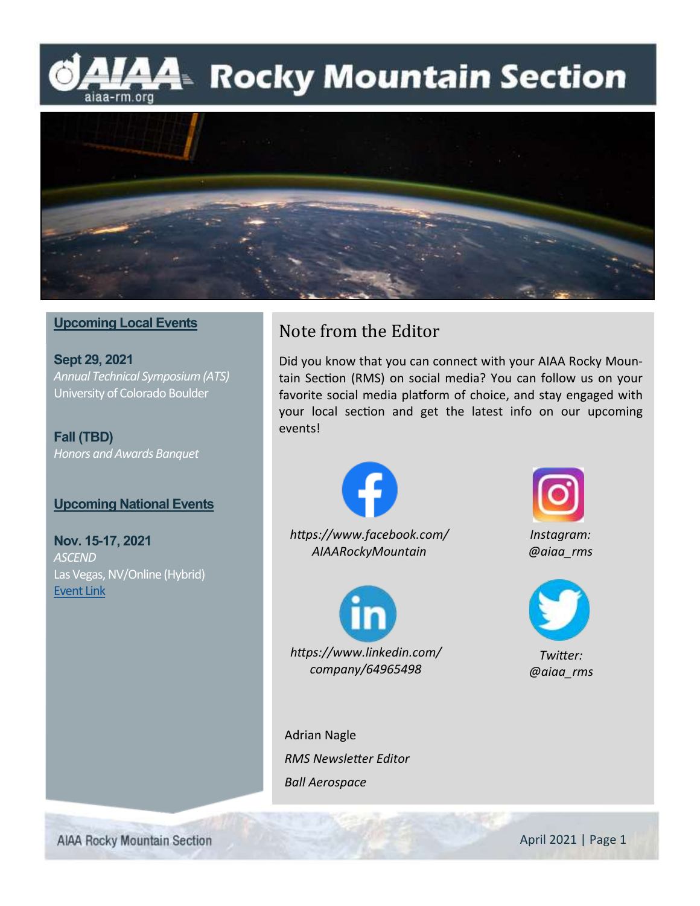# AIAA Rocky Mountain Section

aiaa-rm.org

## Upcoming Local Events

**Sept 29, 2021**
*Annual Technical Symposium (ATS)*
University of Colorado Boulder

**Fall (TBD)**
*Honors and Awards Banquet*

## Upcoming National Events

**Nov. 15-17, 2021**
*ASCEND*
Las Vegas, NV/Online (Hybrid)
Event Link

## Note from the Editor

Did you know that you can connect with your AIAA Rocky Mountain Section (RMS) on social media? You can follow us on your favorite social media platform of choice, and stay engaged with your local section and get the latest info on our upcoming events!

*https://www.facebook.com/AIAARockyMountain*

*Instagram: @aiaa_rms*

*https://www.linkedin.com/company/64965498*

*Twitter: @aiaa_rms*

Adrian Nagle
*RMS Newsletter Editor*
*Ball Aerospace*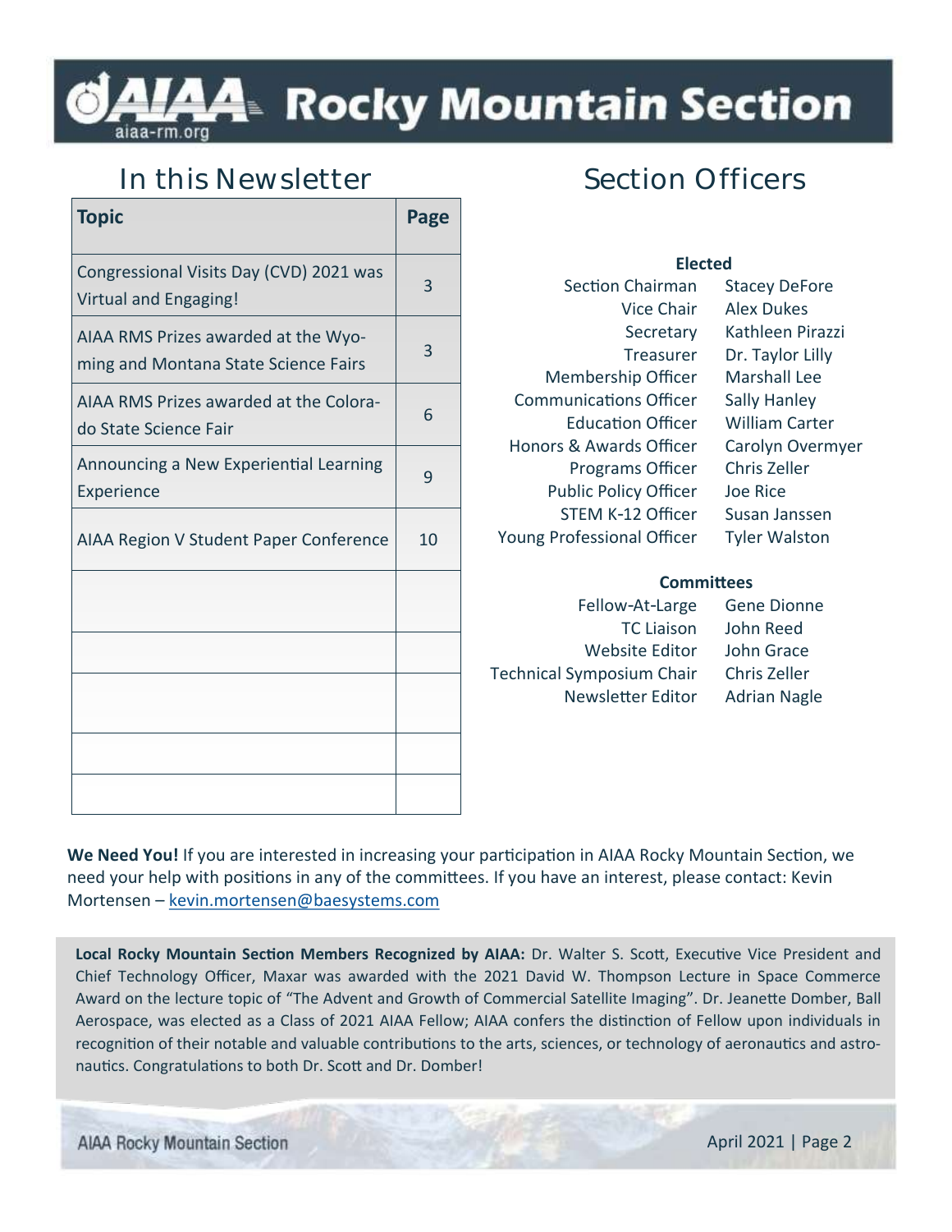# AIAA Rocky Mountain Section

aiaa-rm.org

## In this Newsletter

| Topic | Page |
|---|---|
| Congressional Visits Day (CVD) 2021 was Virtual and Engaging! | 3 |
| AIAA RMS Prizes awarded at the Wyoming and Montana State Science Fairs | 3 |
| AIAA RMS Prizes awarded at the Colorado State Science Fair | 6 |
| Announcing a New Experiential Learning Experience | 9 |
| AIAA Region V Student Paper Conference | 10 |
| | |
| | |
| | |
| | |
| | |

## Section Officers

**Elected**

| | |
|---|---|
| Section Chairman | Stacey DeFore |
| Vice Chair | Alex Dukes |
| Secretary | Kathleen Pirazzi |
| Treasurer | Dr. Taylor Lilly |
| Membership Officer | Marshall Lee |
| Communications Officer | Sally Hanley |
| Education Officer | William Carter |
| Honors & Awards Officer | Carolyn Overmyer |
| Programs Officer | Chris Zeller |
| Public Policy Officer | Joe Rice |
| STEM K-12 Officer | Susan Janssen |
| Young Professional Officer | Tyler Walston |

**Committees**

| | |
|---|---|
| Fellow-At-Large | Gene Dionne |
| TC Liaison | John Reed |
| Website Editor | John Grace |
| Technical Symposium Chair | Chris Zeller |
| Newsletter Editor | Adrian Nagle |

**We Need You!** If you are interested in increasing your participation in AIAA Rocky Mountain Section, we need your help with positions in any of the committees. If you have an interest, please contact: Kevin Mortensen – kevin.mortensen@baesystems.com

**Local Rocky Mountain Section Members Recognized by AIAA:** Dr. Walter S. Scott, Executive Vice President and Chief Technology Officer, Maxar was awarded with the 2021 David W. Thompson Lecture in Space Commerce Award on the lecture topic of "The Advent and Growth of Commercial Satellite Imaging". Dr. Jeanette Domber, Ball Aerospace, was elected as a Class of 2021 AIAA Fellow; AIAA confers the distinction of Fellow upon individuals in recognition of their notable and valuable contributions to the arts, sciences, or technology of aeronautics and astronautics. Congratulations to both Dr. Scott and Dr. Domber!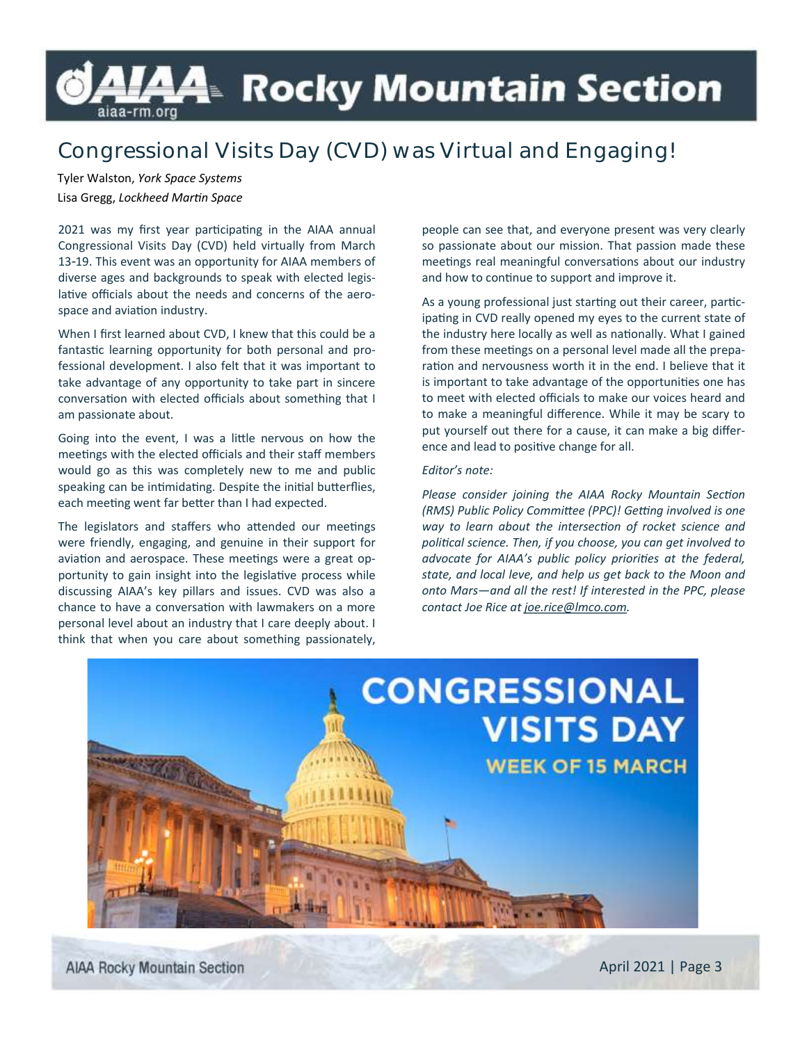## Congressional Visits Day (CVD) was Virtual and Engaging!

Tyler Walston, *York Space Systems*
Lisa Gregg, *Lockheed Martin Space*

2021 was my first year participating in the AIAA annual Congressional Visits Day (CVD) held virtually from March 13-19. This event was an opportunity for AIAA members of diverse ages and backgrounds to speak with elected legislative officials about the needs and concerns of the aerospace and aviation industry.

When I first learned about CVD, I knew that this could be a fantastic learning opportunity for both personal and professional development. I also felt that it was important to take advantage of any opportunity to take part in sincere conversation with elected officials about something that I am passionate about.

Going into the event, I was a little nervous on how the meetings with the elected officials and their staff members would go as this was completely new to me and public speaking can be intimidating. Despite the initial butterflies, each meeting went far better than I had expected.

The legislators and staffers who attended our meetings were friendly, engaging, and genuine in their support for aviation and aerospace. These meetings were a great opportunity to gain insight into the legislative process while discussing AIAA's key pillars and issues. CVD was also a chance to have a conversation with lawmakers on a more personal level about an industry that I care deeply about. I think that when you care about something passionately, people can see that, and everyone present was very clearly so passionate about our mission. That passion made these meetings real meaningful conversations about our industry and how to continue to support and improve it.

As a young professional just starting out their career, participating in CVD really opened my eyes to the current state of the industry here locally as well as nationally. What I gained from these meetings on a personal level made all the preparation and nervousness worth it in the end. I believe that it is important to take advantage of the opportunities one has to meet with elected officials to make our voices heard and to make a meaningful difference. While it may be scary to put yourself out there for a cause, it can make a big difference and lead to positive change for all.

*Editor's note:*

*Please consider joining the AIAA Rocky Mountain Section (RMS) Public Policy Committee (PPC)! Getting involved is one way to learn about the intersection of rocket science and political science. Then, if you choose, you can get involved to advocate for AIAA's public policy priorities at the federal, state, and local leve, and help us get back to the Moon and onto Mars—and all the rest! If interested in the PPC, please contact Joe Rice at joe.rice@lmco.com.*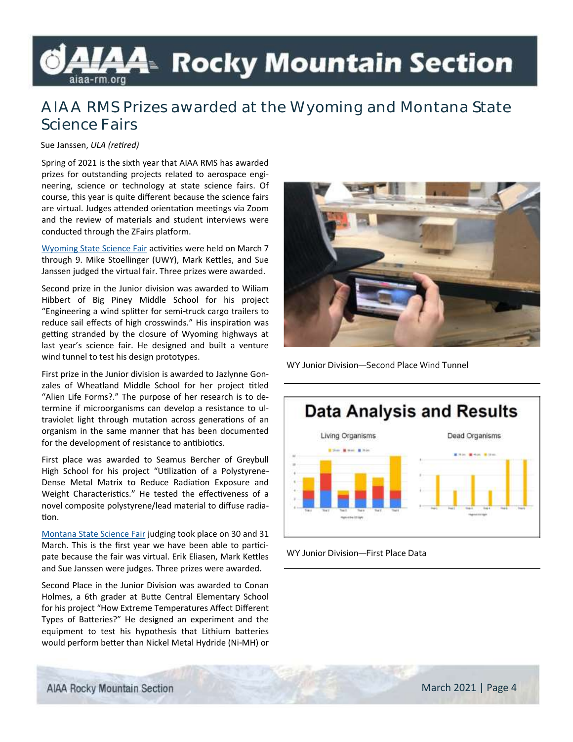# AIAA RMS Prizes awarded at the Wyoming and Montana State Science Fairs

Sue Janssen, *ULA (retired)*

Spring of 2021 is the sixth year that AIAA RMS has awarded prizes for outstanding projects related to aerospace engineering, science or technology at state science fairs. Of course, this year is quite different because the science fairs are virtual. Judges attended orientation meetings via Zoom and the review of materials and student interviews were conducted through the ZFairs platform.

Wyoming State Science Fair activities were held on March 7 through 9. Mike Stoellinger (UWY), Mark Kettles, and Sue Janssen judged the virtual fair. Three prizes were awarded.

Second prize in the Junior division was awarded to Wiliam Hibbert of Big Piney Middle School for his project "Engineering a wind splitter for semi-truck cargo trailers to reduce sail effects of high crosswinds." His inspiration was getting stranded by the closure of Wyoming highways at last year's science fair. He designed and built a venture wind tunnel to test his design prototypes.

First prize in the Junior division is awarded to Jazlynne Gonzales of Wheatland Middle School for her project titled "Alien Life Forms?." The purpose of her research is to determine if microorganisms can develop a resistance to ultraviolet light through mutation across generations of an organism in the same manner that has been documented for the development of resistance to antibiotics.

First place was awarded to Seamus Bercher of Greybull High School for his project "Utilization of a Polystyrene-Dense Metal Matrix to Reduce Radiation Exposure and Weight Characteristics." He tested the effectiveness of a novel composite polystyrene/lead material to diffuse radiation.

Montana State Science Fair judging took place on 30 and 31 March. This is the first year we have been able to participate because the fair was virtual. Erik Eliasen, Mark Kettles and Sue Janssen were judges. Three prizes were awarded.

Second Place in the Junior Division was awarded to Conan Holmes, a 6th grader at Butte Central Elementary School for his project "How Extreme Temperatures Affect Different Types of Batteries?" He designed an experiment and the equipment to test his hypothesis that Lithium batteries would perform better than Nickel Metal Hydride (Ni-MH) or

WY Junior Division—Second Place Wind Tunnel

WY Junior Division—First Place Data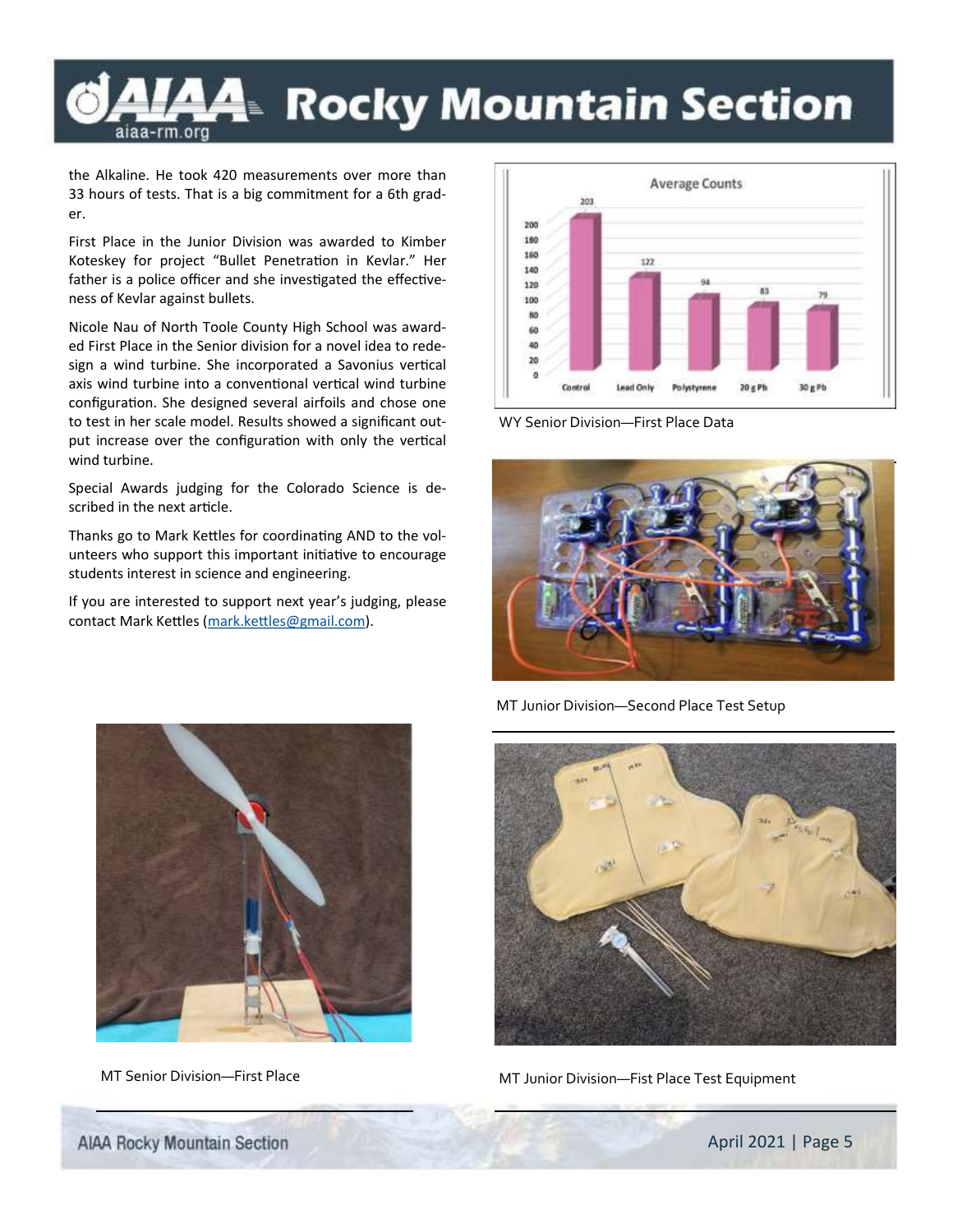the Alkaline. He took 420 measurements over more than 33 hours of tests. That is a big commitment for a 6th grader.

First Place in the Junior Division was awarded to Kimber Koteskey for project "Bullet Penetration in Kevlar." Her father is a police officer and she investigated the effectiveness of Kevlar against bullets.

Nicole Nau of North Toole County High School was awarded First Place in the Senior division for a novel idea to redesign a wind turbine. She incorporated a Savonius vertical axis wind turbine into a conventional vertical wind turbine configuration. She designed several airfoils and chose one to test in her scale model. Results showed a significant output increase over the configuration with only the vertical wind turbine.

Special Awards judging for the Colorado Science is described in the next article.

Thanks go to Mark Kettles for coordinating AND to the volunteers who support this important initiative to encourage students interest in science and engineering.

If you are interested to support next year's judging, please contact Mark Kettles (mark.kettles@gmail.com).

**Average Counts**

| Control | Lead Only | Polystyrene | 20 g Pb | 30 g Pb |
|---|---|---|---|---|
| 203 | 122 | 94 | 83 | 79 |

WY Senior Division—First Place Data

MT Junior Division—Second Place Test Setup

MT Senior Division—First Place

MT Junior Division—Fist Place Test Equipment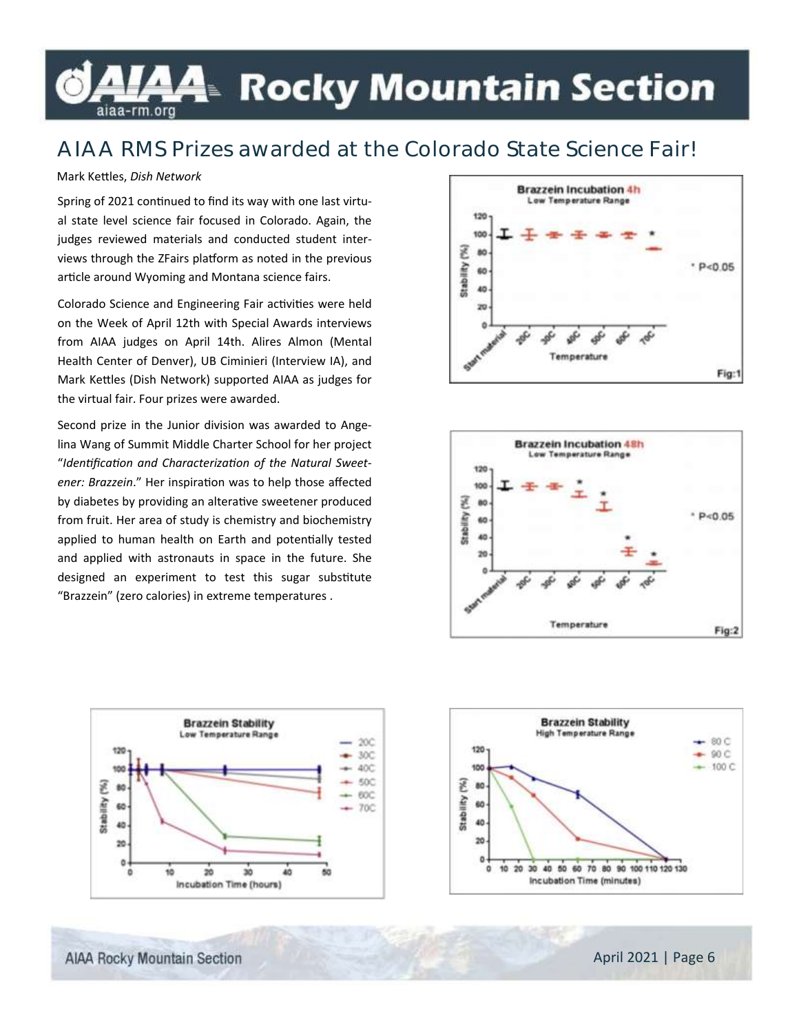## AIAA RMS Prizes awarded at the Colorado State Science Fair!

Mark Kettles, *Dish Network*

Spring of 2021 continued to find its way with one last virtual state level science fair focused in Colorado. Again, the judges reviewed materials and conducted student interviews through the ZFairs platform as noted in the previous article around Wyoming and Montana science fairs.

Colorado Science and Engineering Fair activities were held on the Week of April 12th with Special Awards interviews from AIAA judges on April 14th. Alires Almon (Mental Health Center of Denver), UB Ciminieri (Interview IA), and Mark Kettles (Dish Network) supported AIAA as judges for the virtual fair. Four prizes were awarded.

Second prize in the Junior division was awarded to Angelina Wang of Summit Middle Charter School for her project "*Identification and Characterization of the Natural Sweetener: Brazzein*." Her inspiration was to help those affected by diabetes by providing an alterative sweetener produced from fruit. Her area of study is chemistry and biochemistry applied to human health on Earth and potentially tested and applied with astronauts in space in the future. She designed an experiment to test this sugar substitute "Brazzein" (zero calories) in extreme temperatures .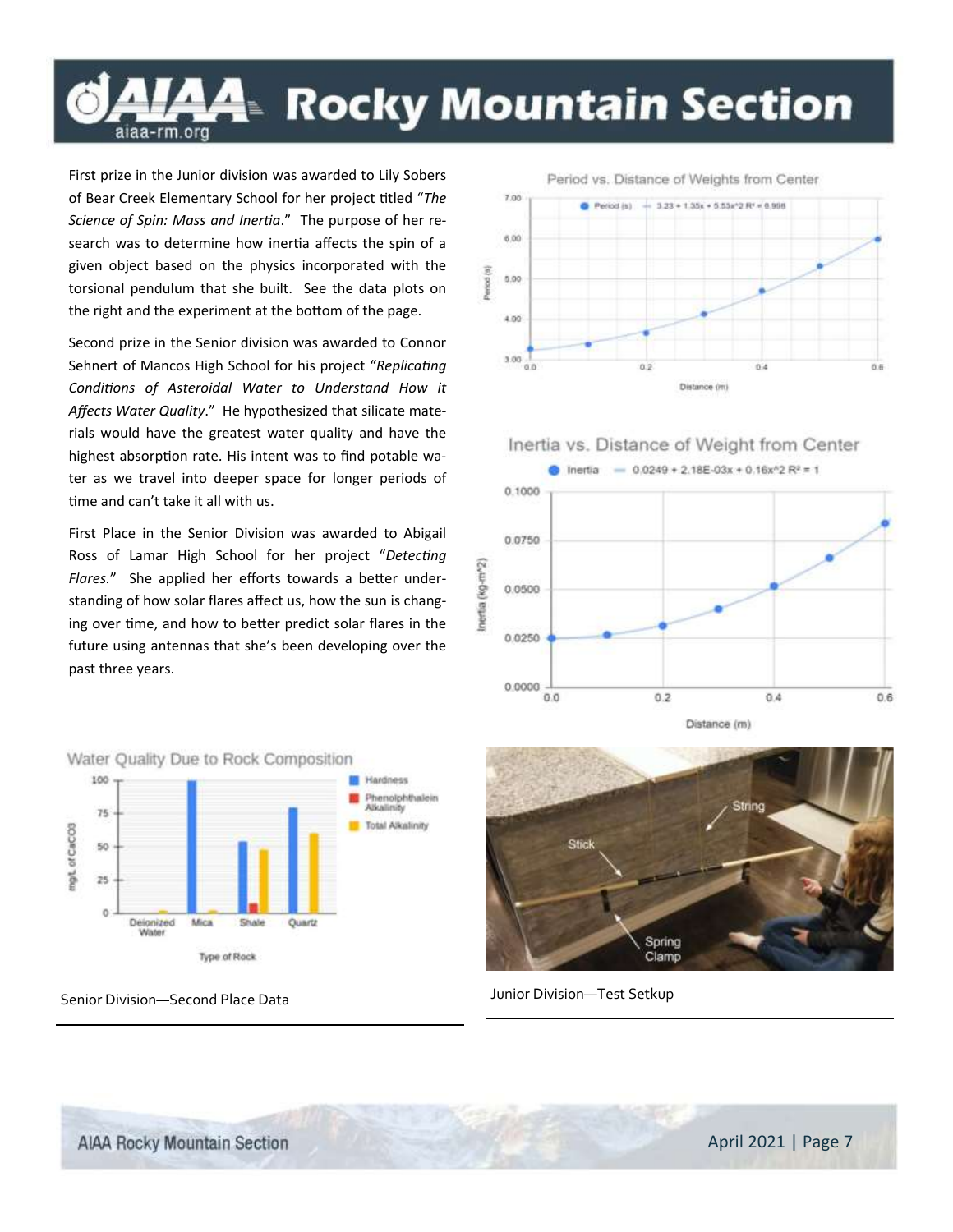First prize in the Junior division was awarded to Lily Sobers of Bear Creek Elementary School for her project titled "*The Science of Spin: Mass and Inertia*." The purpose of her research was to determine how inertia affects the spin of a given object based on the physics incorporated with the torsional pendulum that she built. See the data plots on the right and the experiment at the bottom of the page.

Second prize in the Senior division was awarded to Connor Sehnert of Mancos High School for his project "*Replicating Conditions of Asteroidal Water to Understand How it Affects Water Quality*." He hypothesized that silicate materials would have the greatest water quality and have the highest absorption rate. His intent was to find potable water as we travel into deeper space for longer periods of time and can't take it all with us.

First Place in the Senior Division was awarded to Abigail Ross of Lamar High School for her project "*Detecting Flares*." She applied her efforts towards a better understanding of how solar flares affect us, how the sun is changing over time, and how to better predict solar flares in the future using antennas that she's been developing over the past three years.

Senior Division—Second Place Data

Junior Division—Test Setkup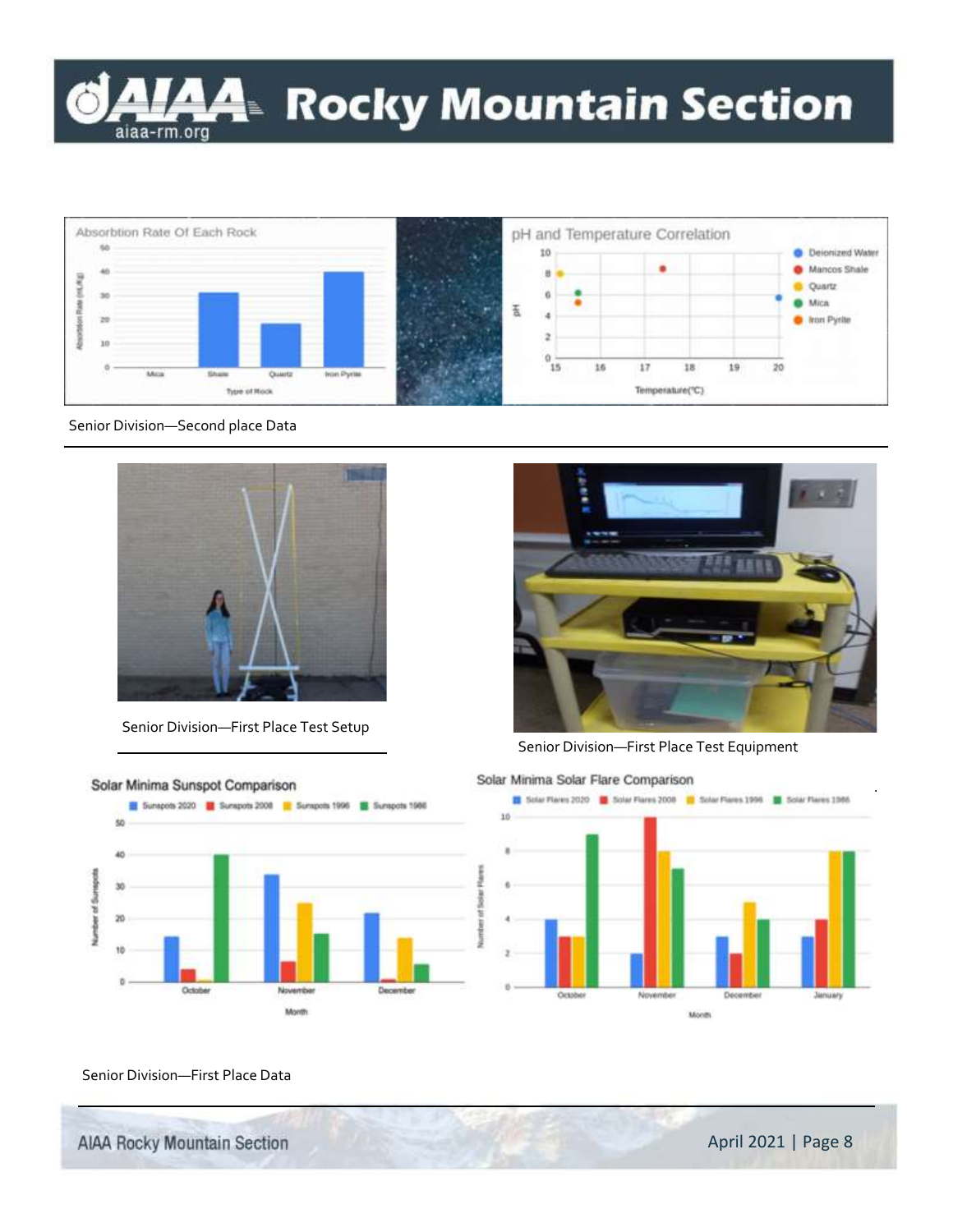Senior Division—Second place Data

Senior Division—First Place Test Setup

Senior Division—First Place Test Equipment

Senior Division—First Place Data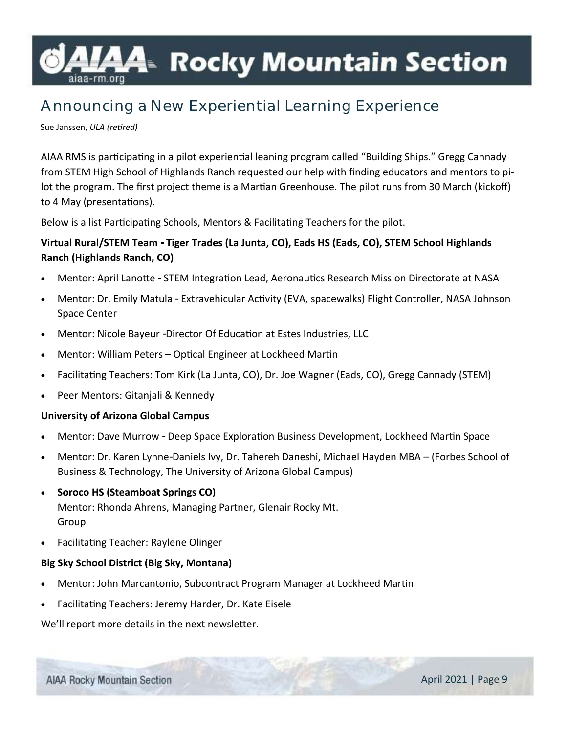## Announcing a New Experiential Learning Experience

Sue Janssen, *ULA (retired)*

AIAA RMS is participating in a pilot experiential leaning program called "Building Ships." Gregg Cannady from STEM High School of Highlands Ranch requested our help with finding educators and mentors to pilot the program. The first project theme is a Martian Greenhouse. The pilot runs from 30 March (kickoff) to 4 May (presentations).

Below is a list Participating Schools, Mentors & Facilitating Teachers for the pilot.

**Virtual Rural/STEM Team - Tiger Trades (La Junta, CO), Eads HS (Eads, CO), STEM School Highlands Ranch (Highlands Ranch, CO)**

- Mentor: April Lanotte - STEM Integration Lead, Aeronautics Research Mission Directorate at NASA
- Mentor: Dr. Emily Matula - Extravehicular Activity (EVA, spacewalks) Flight Controller, NASA Johnson Space Center
- Mentor: Nicole Bayeur -Director Of Education at Estes Industries, LLC
- Mentor: William Peters – Optical Engineer at Lockheed Martin
- Facilitating Teachers: Tom Kirk (La Junta, CO), Dr. Joe Wagner (Eads, CO), Gregg Cannady (STEM)
- Peer Mentors: Gitanjali & Kennedy

**University of Arizona Global Campus**

- Mentor: Dave Murrow - Deep Space Exploration Business Development, Lockheed Martin Space
- Mentor: Dr. Karen Lynne-Daniels Ivy, Dr. Tahereh Daneshi, Michael Hayden MBA – (Forbes School of Business & Technology, The University of Arizona Global Campus)
- **Soroco HS (Steamboat Springs CO)**
  Mentor: Rhonda Ahrens, Managing Partner, Glenair Rocky Mt. Group
- Facilitating Teacher: Raylene Olinger

**Big Sky School District (Big Sky, Montana)**

- Mentor: John Marcantonio, Subcontract Program Manager at Lockheed Martin
- Facilitating Teachers: Jeremy Harder, Dr. Kate Eisele

We'll report more details in the next newsletter.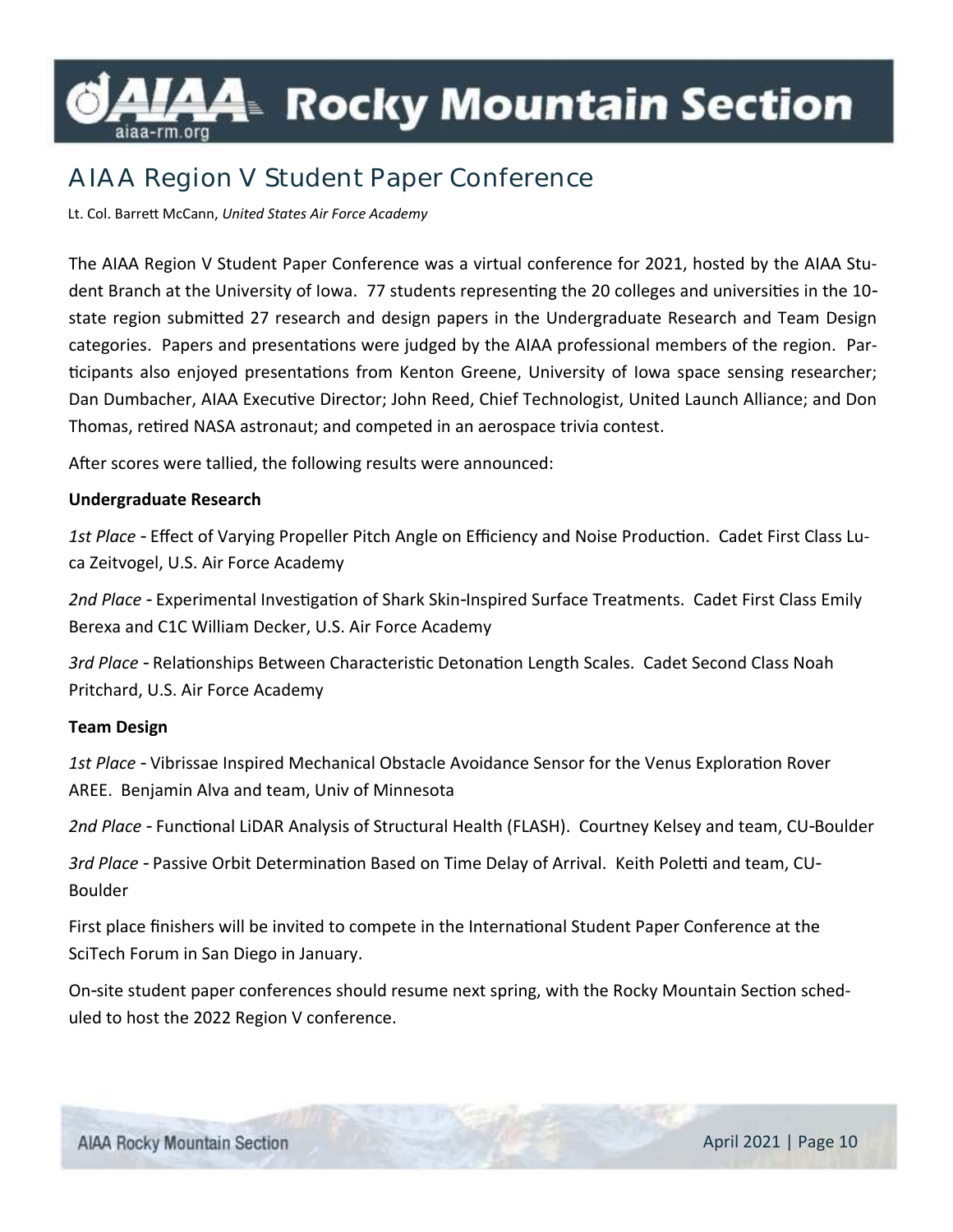## AIAA Region V Student Paper Conference

Lt. Col. Barrett McCann, *United States Air Force Academy*

The AIAA Region V Student Paper Conference was a virtual conference for 2021, hosted by the AIAA Student Branch at the University of Iowa. 77 students representing the 20 colleges and universities in the 10-state region submitted 27 research and design papers in the Undergraduate Research and Team Design categories. Papers and presentations were judged by the AIAA professional members of the region. Participants also enjoyed presentations from Kenton Greene, University of Iowa space sensing researcher; Dan Dumbacher, AIAA Executive Director; John Reed, Chief Technologist, United Launch Alliance; and Don Thomas, retired NASA astronaut; and competed in an aerospace trivia contest.

After scores were tallied, the following results were announced:

**Undergraduate Research**

*1st Place* - Effect of Varying Propeller Pitch Angle on Efficiency and Noise Production. Cadet First Class Luca Zeitvogel, U.S. Air Force Academy

*2nd Place* - Experimental Investigation of Shark Skin-Inspired Surface Treatments. Cadet First Class Emily Berexa and C1C William Decker, U.S. Air Force Academy

*3rd Place* - Relationships Between Characteristic Detonation Length Scales. Cadet Second Class Noah Pritchard, U.S. Air Force Academy

**Team Design**

*1st Place* - Vibrissae Inspired Mechanical Obstacle Avoidance Sensor for the Venus Exploration Rover AREE. Benjamin Alva and team, Univ of Minnesota

*2nd Place* - Functional LiDAR Analysis of Structural Health (FLASH). Courtney Kelsey and team, CU-Boulder

*3rd Place* - Passive Orbit Determination Based on Time Delay of Arrival. Keith Poletti and team, CU-Boulder

First place finishers will be invited to compete in the International Student Paper Conference at the SciTech Forum in San Diego in January.

On-site student paper conferences should resume next spring, with the Rocky Mountain Section scheduled to host the 2022 Region V conference.